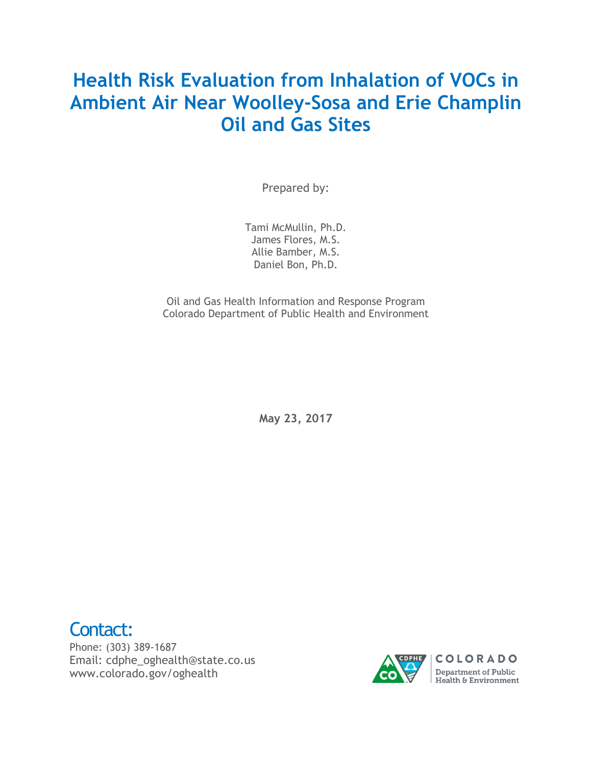# Health Risk Evaluation from Inhalation of VOCs in Ambient Air Near Woolley-Sosa and Erie Champlin Oil and Gas Sites

Prepared by:

Tami McMullin, Ph.D.
James Flores, M.S.
Allie Bamber, M.S.
Daniel Bon, Ph.D.

Oil and Gas Health Information and Response Program
Colorado Department of Public Health and Environment

**May 23, 2017**

## Contact:

Phone: (303) 389-1687
Email: cdphe_oghealth@state.co.us
www.colorado.gov/oghealth

COLORADO
Department of Public Health & Environment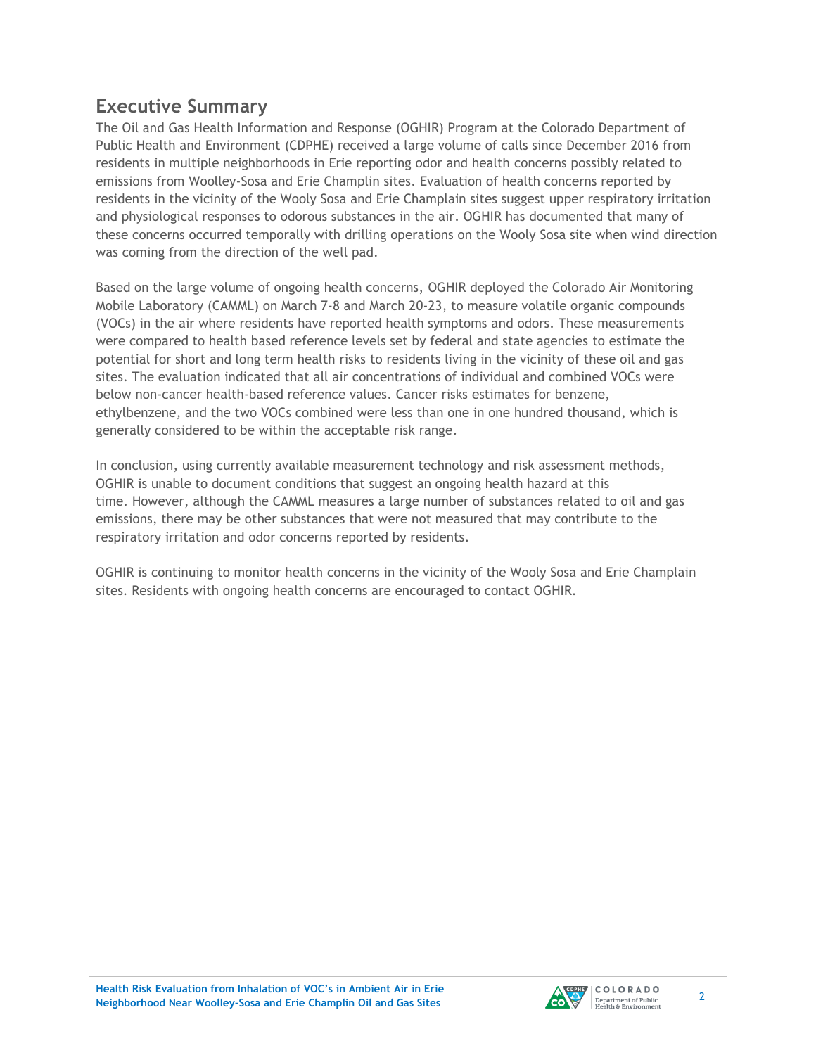## Executive Summary

The Oil and Gas Health Information and Response (OGHIR) Program at the Colorado Department of Public Health and Environment (CDPHE) received a large volume of calls since December 2016 from residents in multiple neighborhoods in Erie reporting odor and health concerns possibly related to emissions from Woolley-Sosa and Erie Champlin sites. Evaluation of health concerns reported by residents in the vicinity of the Wooly Sosa and Erie Champlain sites suggest upper respiratory irritation and physiological responses to odorous substances in the air. OGHIR has documented that many of these concerns occurred temporally with drilling operations on the Wooly Sosa site when wind direction was coming from the direction of the well pad.

Based on the large volume of ongoing health concerns, OGHIR deployed the Colorado Air Monitoring Mobile Laboratory (CAMML) on March 7-8 and March 20-23, to measure volatile organic compounds (VOCs) in the air where residents have reported health symptoms and odors. These measurements were compared to health based reference levels set by federal and state agencies to estimate the potential for short and long term health risks to residents living in the vicinity of these oil and gas sites. The evaluation indicated that all air concentrations of individual and combined VOCs were below non-cancer health-based reference values. Cancer risks estimates for benzene, ethylbenzene, and the two VOCs combined were less than one in one hundred thousand, which is generally considered to be within the acceptable risk range.

In conclusion, using currently available measurement technology and risk assessment methods, OGHIR is unable to document conditions that suggest an ongoing health hazard at this time. However, although the CAMML measures a large number of substances related to oil and gas emissions, there may be other substances that were not measured that may contribute to the respiratory irritation and odor concerns reported by residents.

OGHIR is continuing to monitor health concerns in the vicinity of the Wooly Sosa and Erie Champlain sites. Residents with ongoing health concerns are encouraged to contact OGHIR.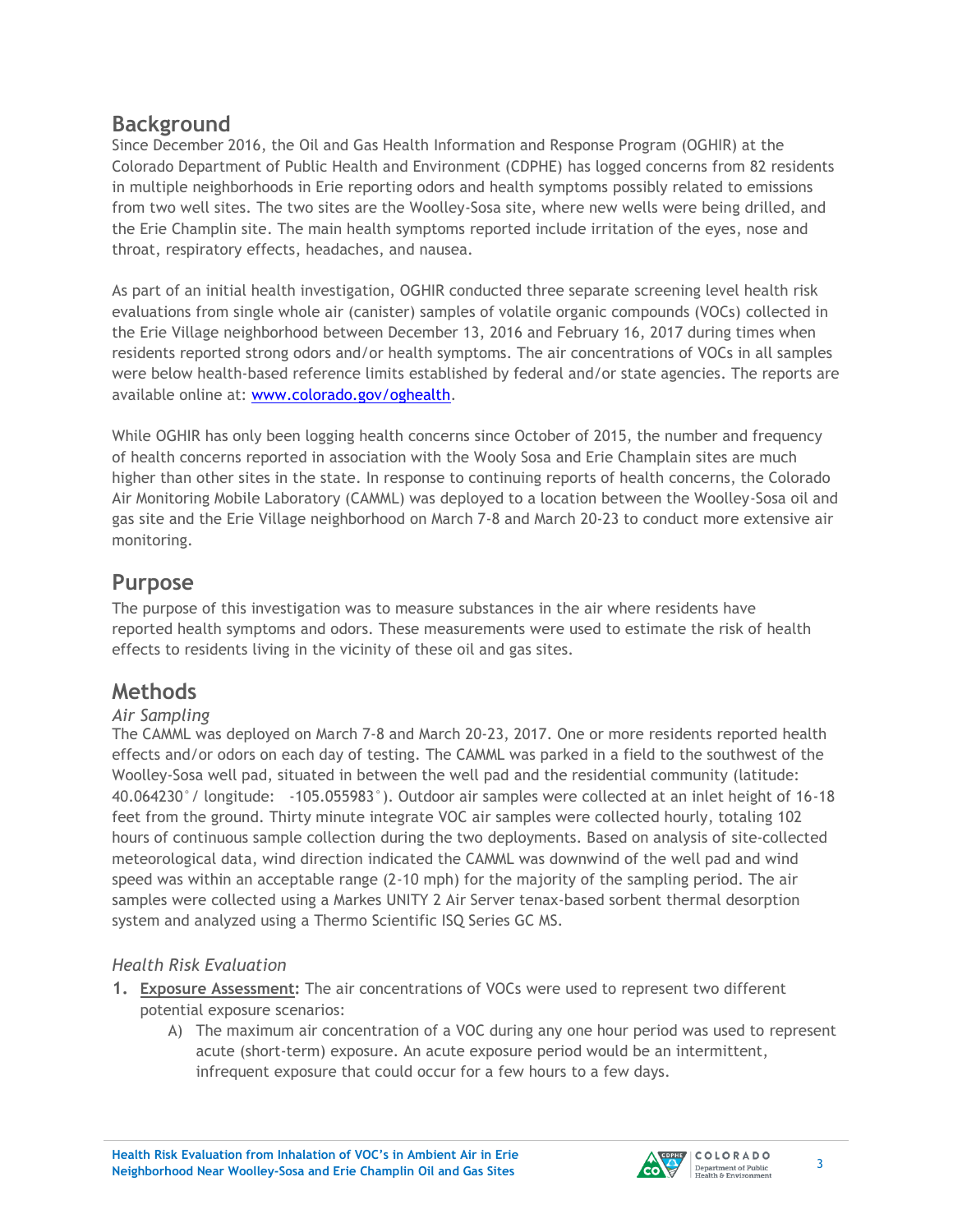## Background

Since December 2016, the Oil and Gas Health Information and Response Program (OGHIR) at the Colorado Department of Public Health and Environment (CDPHE) has logged concerns from 82 residents in multiple neighborhoods in Erie reporting odors and health symptoms possibly related to emissions from two well sites. The two sites are the Woolley-Sosa site, where new wells were being drilled, and the Erie Champlin site. The main health symptoms reported include irritation of the eyes, nose and throat, respiratory effects, headaches, and nausea.

As part of an initial health investigation, OGHIR conducted three separate screening level health risk evaluations from single whole air (canister) samples of volatile organic compounds (VOCs) collected in the Erie Village neighborhood between December 13, 2016 and February 16, 2017 during times when residents reported strong odors and/or health symptoms. The air concentrations of VOCs in all samples were below health-based reference limits established by federal and/or state agencies. The reports are available online at: [www.colorado.gov/oghealth](www.colorado.gov/oghealth).

While OGHIR has only been logging health concerns since October of 2015, the number and frequency of health concerns reported in association with the Wooly Sosa and Erie Champlain sites are much higher than other sites in the state. In response to continuing reports of health concerns, the Colorado Air Monitoring Mobile Laboratory (CAMML) was deployed to a location between the Woolley-Sosa oil and gas site and the Erie Village neighborhood on March 7-8 and March 20-23 to conduct more extensive air monitoring.

## Purpose

The purpose of this investigation was to measure substances in the air where residents have reported health symptoms and odors. These measurements were used to estimate the risk of health effects to residents living in the vicinity of these oil and gas sites.

## Methods

### *Air Sampling*

The CAMML was deployed on March 7-8 and March 20-23, 2017. One or more residents reported health effects and/or odors on each day of testing. The CAMML was parked in a field to the southwest of the Woolley-Sosa well pad, situated in between the well pad and the residential community (latitude: 40.064230°/ longitude: -105.055983°). Outdoor air samples were collected at an inlet height of 16-18 feet from the ground. Thirty minute integrate VOC air samples were collected hourly, totaling 102 hours of continuous sample collection during the two deployments. Based on analysis of site-collected meteorological data, wind direction indicated the CAMML was downwind of the well pad and wind speed was within an acceptable range (2-10 mph) for the majority of the sampling period. The air samples were collected using a Markes UNITY 2 Air Server tenax-based sorbent thermal desorption system and analyzed using a Thermo Scientific ISQ Series GC MS.

### *Health Risk Evaluation*

1. **Exposure Assessment:** The air concentrations of VOCs were used to represent two different potential exposure scenarios:
   - A) The maximum air concentration of a VOC during any one hour period was used to represent acute (short-term) exposure. An acute exposure period would be an intermittent, infrequent exposure that could occur for a few hours to a few days.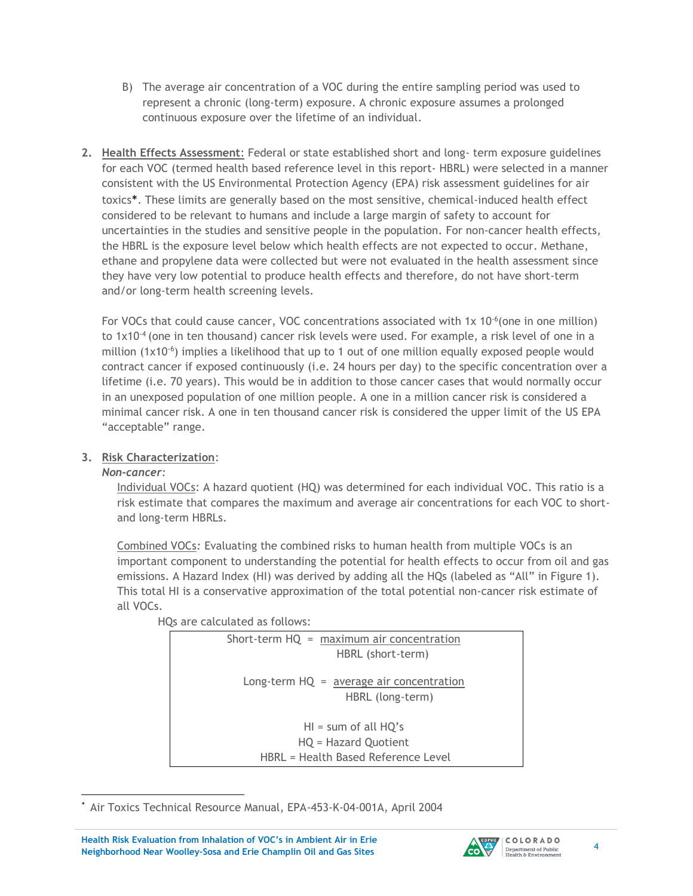B) The average air concentration of a VOC during the entire sampling period was used to represent a chronic (long-term) exposure. A chronic exposure assumes a prolonged continuous exposure over the lifetime of an individual.

2. Health Effects Assessment: Federal or state established short and long- term exposure guidelines for each VOC (termed health based reference level in this report- HBRL) were selected in a manner consistent with the US Environmental Protection Agency (EPA) risk assessment guidelines for air toxics*. These limits are generally based on the most sensitive, chemical-induced health effect considered to be relevant to humans and include a large margin of safety to account for uncertainties in the studies and sensitive people in the population. For non-cancer health effects, the HBRL is the exposure level below which health effects are not expected to occur. Methane, ethane and propylene data were collected but were not evaluated in the health assessment since they have very low potential to produce health effects and therefore, do not have short-term and/or long-term health screening levels.

   For VOCs that could cause cancer, VOC concentrations associated with $1\text{x } 10^{-6}$(one in one million) to $1\text{x}10^{-4}$ (one in ten thousand) cancer risk levels were used. For example, a risk level of one in a million ($1\text{x}10^{-6}$) implies a likelihood that up to 1 out of one million equally exposed people would contract cancer if exposed continuously (i.e. 24 hours per day) to the specific concentration over a lifetime (i.e. 70 years). This would be in addition to those cancer cases that would normally occur in an unexposed population of one million people. A one in a million cancer risk is considered a minimal cancer risk. A one in ten thousand cancer risk is considered the upper limit of the US EPA "acceptable" range.

3. Risk Characterization:

   ***Non-cancer:***

   Individual VOCs: A hazard quotient (HQ) was determined for each individual VOC. This ratio is a risk estimate that compares the maximum and average air concentrations for each VOC to short- and long-term HBRLs.

   Combined VOCs: Evaluating the combined risks to human health from multiple VOCs is an important component to understanding the potential for health effects to occur from oil and gas emissions. A Hazard Index (HI) was derived by adding all the HQs (labeled as "All" in Figure 1). This total HI is a conservative approximation of the total potential non-cancer risk estimate of all VOCs.

   HQs are calculated as follows:

$$\text{Short-term HQ} = \frac{\text{maximum air concentration}}{\text{HBRL (short-term)}}$$

$$\text{Long-term HQ} = \frac{\text{average air concentration}}{\text{HBRL (long-term)}}$$

HI = sum of all HQ's

HQ = Hazard Quotient

HBRL = Health Based Reference Level

---

\* Air Toxics Technical Resource Manual, EPA-453-K-04-001A, April 2004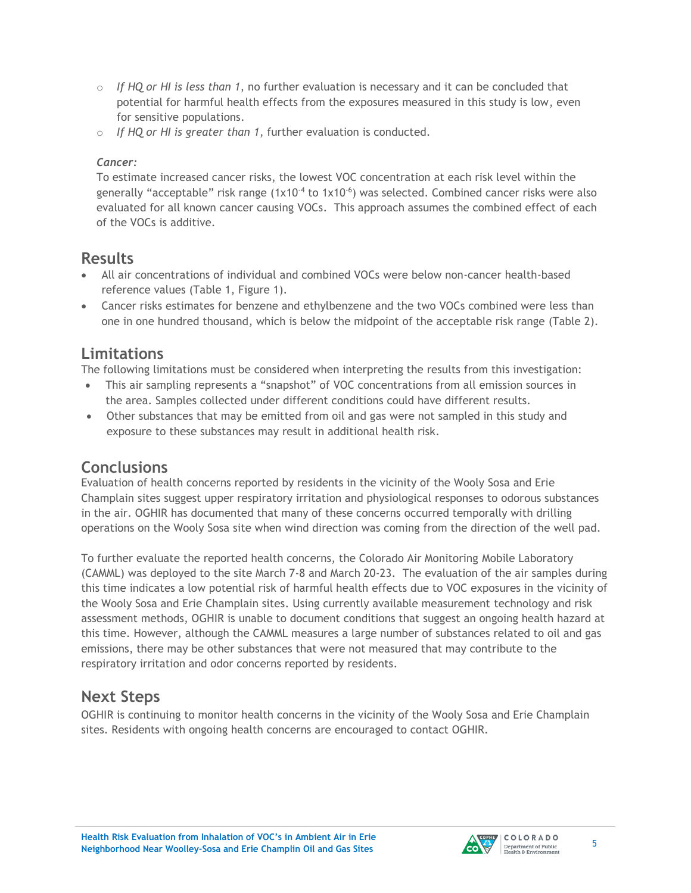- *If HQ or HI is less than 1*, no further evaluation is necessary and it can be concluded that potential for harmful health effects from the exposures measured in this study is low, even for sensitive populations.
- *If HQ or HI is greater than 1*, further evaluation is conducted.

*Cancer:*

To estimate increased cancer risks, the lowest VOC concentration at each risk level within the generally "acceptable" risk range ($1x10^{-4}$ to $1x10^{-6}$) was selected. Combined cancer risks were also evaluated for all known cancer causing VOCs. This approach assumes the combined effect of each of the VOCs is additive.

## Results

- All air concentrations of individual and combined VOCs were below non-cancer health-based reference values (Table 1, Figure 1).
- Cancer risks estimates for benzene and ethylbenzene and the two VOCs combined were less than one in one hundred thousand, which is below the midpoint of the acceptable risk range (Table 2).

## Limitations

The following limitations must be considered when interpreting the results from this investigation:

- This air sampling represents a "snapshot" of VOC concentrations from all emission sources in the area. Samples collected under different conditions could have different results.
- Other substances that may be emitted from oil and gas were not sampled in this study and exposure to these substances may result in additional health risk.

## Conclusions

Evaluation of health concerns reported by residents in the vicinity of the Wooly Sosa and Erie Champlain sites suggest upper respiratory irritation and physiological responses to odorous substances in the air. OGHIR has documented that many of these concerns occurred temporally with drilling operations on the Wooly Sosa site when wind direction was coming from the direction of the well pad.

To further evaluate the reported health concerns, the Colorado Air Monitoring Mobile Laboratory (CAMML) was deployed to the site March 7-8 and March 20-23. The evaluation of the air samples during this time indicates a low potential risk of harmful health effects due to VOC exposures in the vicinity of the Wooly Sosa and Erie Champlain sites. Using currently available measurement technology and risk assessment methods, OGHIR is unable to document conditions that suggest an ongoing health hazard at this time. However, although the CAMML measures a large number of substances related to oil and gas emissions, there may be other substances that were not measured that may contribute to the respiratory irritation and odor concerns reported by residents.

## Next Steps

OGHIR is continuing to monitor health concerns in the vicinity of the Wooly Sosa and Erie Champlain sites. Residents with ongoing health concerns are encouraged to contact OGHIR.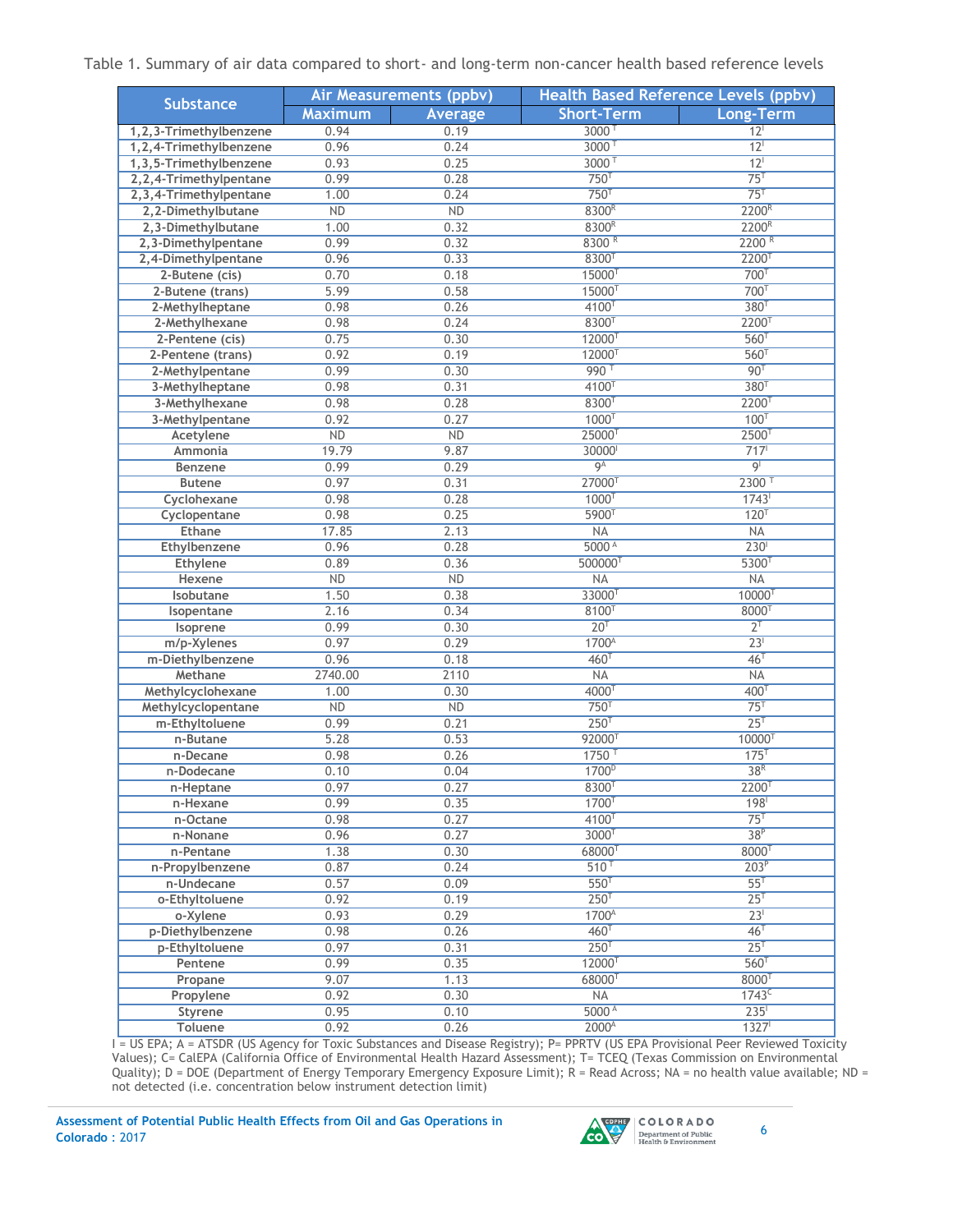Table 1. Summary of air data compared to short- and long-term non-cancer health based reference levels

| Substance | Air Measurements (ppbv) | | Health Based Reference Levels (ppbv) | |
|---|---|---|---|---|
| | Maximum | Average | Short-Term | Long-Term |
| 1,2,3-Trimethylbenzene | 0.94 | 0.19 | 3000 [T] | 12[I] |
| 1,2,4-Trimethylbenzene | 0.96 | 0.24 | 3000 [T] | 12[I] |
| 1,3,5-Trimethylbenzene | 0.93 | 0.25 | 3000 [T] | 12[I] |
| 2,2,4-Trimethylpentane | 0.99 | 0.28 | 750[T] | 75[T] |
| 2,3,4-Trimethylpentane | 1.00 | 0.24 | 750[T] | 75[T] |
| 2,2-Dimethylbutane | ND | ND | 8300[R] | 2200[R] |
| 2,3-Dimethylbutane | 1.00 | 0.32 | 8300[R] | 2200[R] |
| 2,3-Dimethylpentane | 0.99 | 0.32 | 8300 [R] | 2200 [R] |
| 2,4-Dimethylpentane | 0.96 | 0.33 | 8300[T] | 2200[T] |
| 2-Butene (cis) | 0.70 | 0.18 | 15000[T] | 700[T] |
| 2-Butene (trans) | 5.99 | 0.58 | 15000[T] | 700[T] |
| 2-Methylheptane | 0.98 | 0.26 | 4100[T] | 380[T] |
| 2-Methylhexane | 0.98 | 0.24 | 8300[T] | 2200[T] |
| 2-Pentene (cis) | 0.75 | 0.30 | 12000[T] | 560[T] |
| 2-Pentene (trans) | 0.92 | 0.19 | 12000[T] | 560[T] |
| 2-Methylpentane | 0.99 | 0.30 | 990 [T] | 90[T] |
| 3-Methylheptane | 0.98 | 0.31 | 4100[T] | 380[T] |
| 3-Methylhexane | 0.98 | 0.28 | 8300[T] | 2200[T] |
| 3-Methylpentane | 0.92 | 0.27 | 1000[T] | 100[T] |
| Acetylene | ND | ND | 25000[T] | 2500[T] |
| Ammonia | 19.79 | 9.87 | 30000[I] | 717[I] |
| Benzene | 0.99 | 0.29 | 9[A] | 9[I] |
| Butene | 0.97 | 0.31 | 27000[T] | 2300 [T] |
| Cyclohexane | 0.98 | 0.28 | 1000[T] | 1743[I] |
| Cyclopentane | 0.98 | 0.25 | 5900[T] | 120[T] |
| Ethane | 17.85 | 2.13 | NA | NA |
| Ethylbenzene | 0.96 | 0.28 | 5000 [A] | 230[I] |
| Ethylene | 0.89 | 0.36 | 500000[T] | 5300[T] |
| Hexene | ND | ND | NA | NA |
| Isobutane | 1.50 | 0.38 | 33000[T] | 10000[T] |
| Isopentane | 2.16 | 0.34 | 8100[T] | 8000[T] |
| Isoprene | 0.99 | 0.30 | 20[T] | 2[T] |
| m/p-Xylenes | 0.97 | 0.29 | 1700[A] | 23[I] |
| m-Diethylbenzene | 0.96 | 0.18 | 460[T] | 46[T] |
| Methane | 2740.00 | 2110 | NA | NA |
| Methylcyclohexane | 1.00 | 0.30 | 4000[T] | 400[T] |
| Methylcyclopentane | ND | ND | 750[T] | 75[T] |
| m-Ethyltoluene | 0.99 | 0.21 | 250[T] | 25[T] |
| n-Butane | 5.28 | 0.53 | 92000[T] | 10000[T] |
| n-Decane | 0.98 | 0.26 | 1750 [T] | 175[T] |
| n-Dodecane | 0.10 | 0.04 | 1700[D] | 38[R] |
| n-Heptane | 0.97 | 0.27 | 8300[T] | 2200[T] |
| n-Hexane | 0.99 | 0.35 | 1700[T] | 198[I] |
| n-Octane | 0.98 | 0.27 | 4100[T] | 75[T] |
| n-Nonane | 0.96 | 0.27 | 3000[T] | 38[P] |
| n-Pentane | 1.38 | 0.30 | 68000[T] | 8000[T] |
| n-Propylbenzene | 0.87 | 0.24 | 510 [T] | 203[P] |
| n-Undecane | 0.57 | 0.09 | 550[T] | 55[T] |
| o-Ethyltoluene | 0.92 | 0.19 | 250[T] | 25[T] |
| o-Xylene | 0.93 | 0.29 | 1700[A] | 23[I] |
| p-Diethylbenzene | 0.98 | 0.26 | 460[T] | 46[T] |
| p-Ethyltoluene | 0.97 | 0.31 | 250[T] | 25[T] |
| Pentene | 0.99 | 0.35 | 12000[T] | 560[T] |
| Propane | 9.07 | 1.13 | 68000[T] | 8000[T] |
| Propylene | 0.92 | 0.30 | NA | 1743[C] |
| Styrene | 0.95 | 0.10 | 5000 [A] | 235[I] |
| Toluene | 0.92 | 0.26 | 2000[A] | 1327[I] |

I = US EPA; A = ATSDR (US Agency for Toxic Substances and Disease Registry); P= PPRTV (US EPA Provisional Peer Reviewed Toxicity Values); C= CalEPA (California Office of Environmental Health Hazard Assessment); T= TCEQ (Texas Commission on Environmental Quality); D = DOE (Department of Energy Temporary Emergency Exposure Limit); R = Read Across; NA = no health value available; ND = not detected (i.e. concentration below instrument detection limit)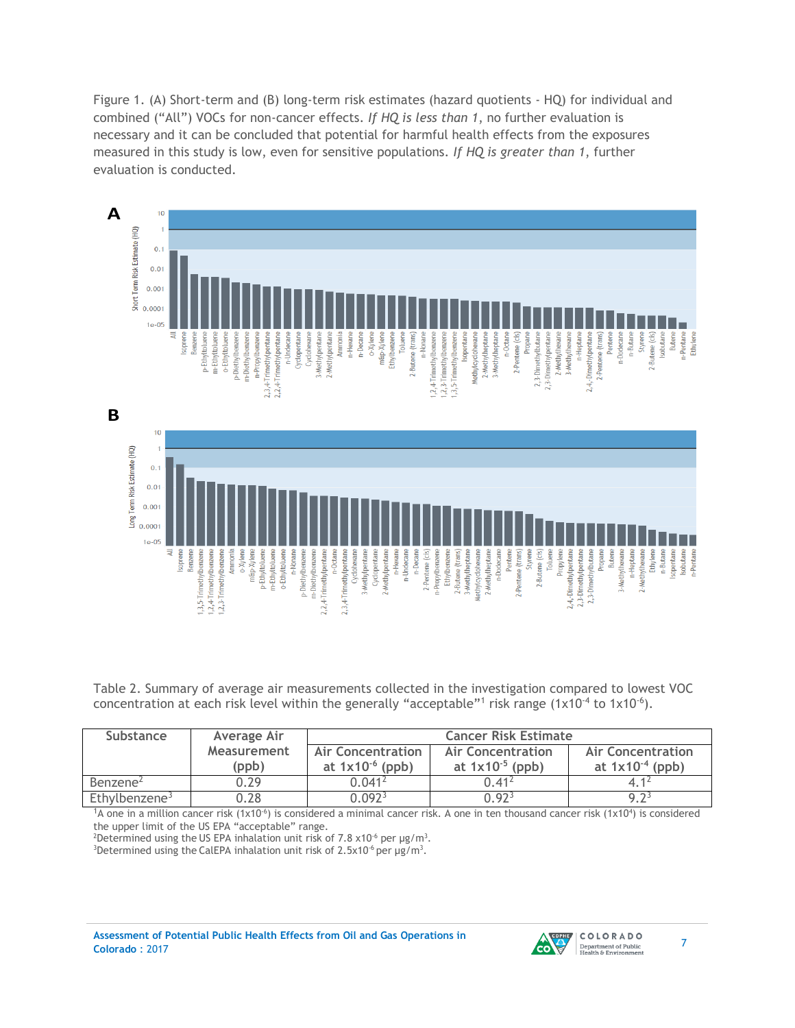Figure 1. (A) Short-term and (B) long-term risk estimates (hazard quotients - HQ) for individual and combined ("All") VOCs for non-cancer effects. *If HQ is less than 1*, no further evaluation is necessary and it can be concluded that potential for harmful health effects from the exposures measured in this study is low, even for sensitive populations. *If HQ is greater than 1*, further evaluation is conducted.

A

Short Term Risk Estimate (HQ)

10
1
0.1
0.01
0.001
0.0001
1e-05

All
Isoprene
Benzene
p-Ethyltoluene
m-Ethyltoluene
o-Ethyltoluene
p-Diethylbenzene
m-Diethylbenzene
n-Propylbenzene
2,3,4-Trimethylpentane
2,2,4-Trimethylpentane
n-Undecane
Cyclopentane
Cyclohexane
3-Methylpentane
2-Methylpentane
Ammonia
n-Hexane
n-Decane
o-Xylene
m&p-Xylene
Ethylbenzene
Toluene
2-Butene (trans)
n-Nonane
1,2,4-Trimethylbenzene
1,2,3-Trimethylbenzene
1,3,5-Trimethylbenzene
Isopentane
Methylcyclohexane
2-Methylheptane
3-Methylheptane
n-Octane
2-Pentene (cis)
Propane
2,3-Dimethylbutane
2,3-Dimethylpentane
2-Methylhexane
3-Methylhexane
n-Heptane
2,4-Dimethylpentane
2-Pentene (trans)
Pentene
n-Dodecane
n-Butane
Styrene
2-Butene (cis)
Isobutane
Butene
n-Pentane
Ethylene

B

Long Term Risk Estimate (HQ)

10
1
0.1
0.01
0.001
0.0001
1e-05

All
Isoprene
Benzene
1,3,5-Trimethylbenzene
1,2,4-Trimethylbenzene
1,2,3-Trimethylbenzene
Ammonia
o-Xylene
m&p-Xylene
p-Ethyltoluene
m-Ethyltoluene
o-Ethyltoluene
n-Nonane
p-Diethylbenzene
m-Diethylbenzene
2,2,4-Trimethylpentane
n-Octane
2,3,4-Trimethylpentane
Cyclohexane
3-Methylpentane
Cyclopentane
2-Methylpentane
n-Hexane
n-Undecane
n-Decane
2-Pentene (cis)
n-Propylbenzene
Ethylbenzene
2-Butene (trans)
3-Methylheptane
Methylcyclohexane
2-Methylheptane
n-Dodecane
Pentene
2-Pentene (trans)
Styrene
2-Butene (cis)
Toluene
Propylene
2,4-Dimethylpentane
2,3-Dimethylpentane
2,3-Dimethylbutane
Propane
Butene
3-Methylhexane
n-Heptane
2-Methylhexane
Ethylene
n-Butane
Isopentane
Isobutane
n-Pentane

Table 2. Summary of average air measurements collected in the investigation compared to lowest VOC concentration at each risk level within the generally "acceptable"[1] risk range ($1x10^{-4}$ to $1x10^{-6}$).

| Substance | Average Air Measurement (ppb) | Cancer Risk Estimate | | |
|---|---|---|---|---|
| | | Air Concentration at $1x10^{-6}$ (ppb) | Air Concentration at $1x10^{-5}$ (ppb) | Air Concentration at $1x10^{-4}$ (ppb) |
| Benzene[2] | 0.29 | 0.041[2] | 0.41[2] | 4.1[2] |
| Ethylbenzene[3] | 0.28 | 0.092[3] | 0.92[3] | 9.2[3] |

[1]A one in a million cancer risk ($1x10^{-6}$) is considered a minimal cancer risk. A one in ten thousand cancer risk ($1x10^{4}$) is considered the upper limit of the US EPA "acceptable" range.
[2]Determined using the US EPA inhalation unit risk of $7.8 \times 10^{-6}$ per $\mu g/m^3$.
[3]Determined using the CalEPA inhalation unit risk of $2.5x10^{-6}$ per $\mu g/m^3$.